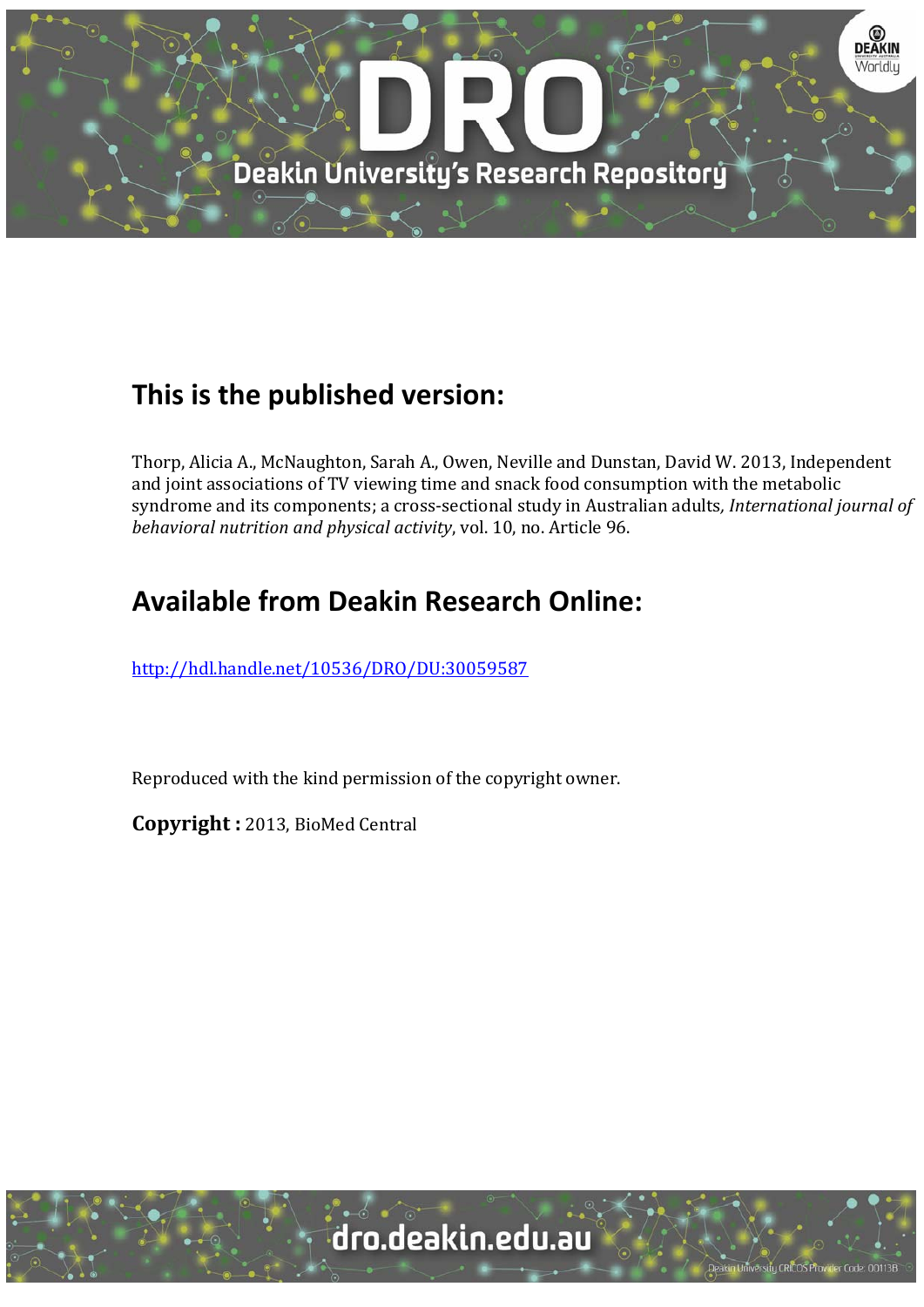## This is the published version:

Thorp, Alicia A., McNaughton, Sarah A., Owen, Neville and Dunstan, David W. 2013, Independent and joint associations of TV viewing time and snack food consumption with the metabolic syndrome and its components; a cross-sectional study in Australian adults, *International journal of behavioral nutrition and physical activity*, vol. 10, no. Article 96.

## Available from Deakin Research Online:

http://hdl.handle.net/10536/DRO/DU:30059587

Reproduced with the kind permission of the copyright owner.

**Copyright :** 2013, BioMed Central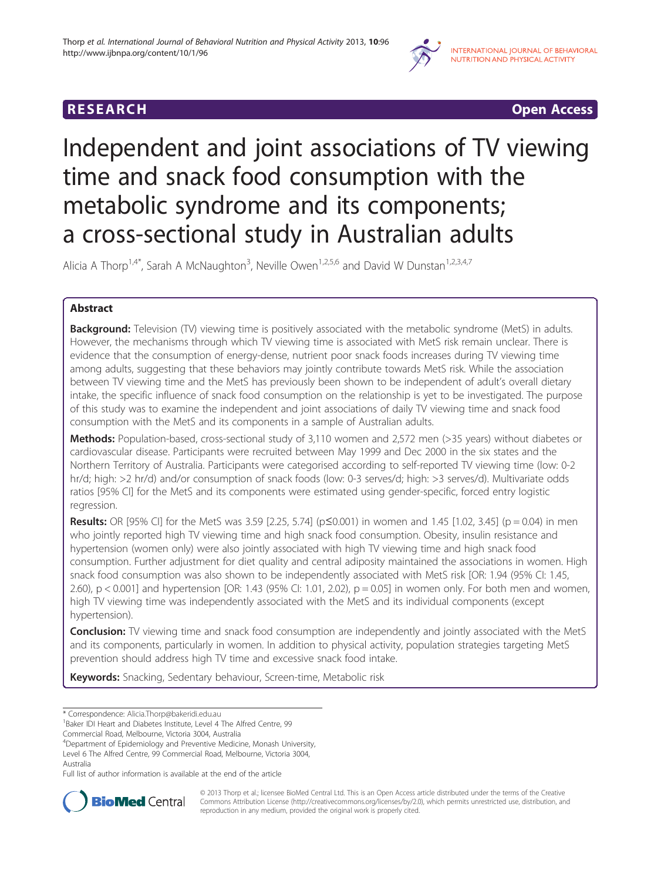# Independent and joint associations of TV viewing time and snack food consumption with the metabolic syndrome and its components; a cross-sectional study in Australian adults

Alicia A Thorp[1,4*], Sarah A McNaughton[3], Neville Owen[1,2,5,6] and David W Dunstan[1,2,3,4,7]

## Abstract

**Background:** Television (TV) viewing time is positively associated with the metabolic syndrome (MetS) in adults. However, the mechanisms through which TV viewing time is associated with MetS risk remain unclear. There is evidence that the consumption of energy-dense, nutrient poor snack foods increases during TV viewing time among adults, suggesting that these behaviors may jointly contribute towards MetS risk. While the association between TV viewing time and the MetS has previously been shown to be independent of adult's overall dietary intake, the specific influence of snack food consumption on the relationship is yet to be investigated. The purpose of this study was to examine the independent and joint associations of daily TV viewing time and snack food consumption with the MetS and its components in a sample of Australian adults.

**Methods:** Population-based, cross-sectional study of 3,110 women and 2,572 men (>35 years) without diabetes or cardiovascular disease. Participants were recruited between May 1999 and Dec 2000 in the six states and the Northern Territory of Australia. Participants were categorised according to self-reported TV viewing time (low: 0-2 hr/d; high: >2 hr/d) and/or consumption of snack foods (low: 0-3 serves/d; high: >3 serves/d). Multivariate odds ratios [95% CI] for the MetS and its components were estimated using gender-specific, forced entry logistic regression.

**Results:** OR [95% CI] for the MetS was 3.59 [2.25, 5.74] ($p \leq 0.001$) in women and 1.45 [1.02, 3.45] ($p = 0.04$) in men who jointly reported high TV viewing time and high snack food consumption. Obesity, insulin resistance and hypertension (women only) were also jointly associated with high TV viewing time and high snack food consumption. Further adjustment for diet quality and central adiposity maintained the associations in women. High snack food consumption was also shown to be independently associated with MetS risk [OR: 1.94 (95% CI: 1.45, 2.60), $p < 0.001$] and hypertension [OR: 1.43 (95% CI: 1.01, 2.02), $p = 0.05$] in women only. For both men and women, high TV viewing time was independently associated with the MetS and its individual components (except hypertension).

**Conclusion:** TV viewing time and snack food consumption are independently and jointly associated with the MetS and its components, particularly in women. In addition to physical activity, population strategies targeting MetS prevention should address high TV time and excessive snack food intake.

**Keywords:** Snacking, Sedentary behaviour, Screen-time, Metabolic risk

---

* Correspondence: Alicia.Thorp@bakeridi.edu.au

[1]Baker IDI Heart and Diabetes Institute, Level 4 The Alfred Centre, 99 Commercial Road, Melbourne, Victoria 3004, Australia

[4]Department of Epidemiology and Preventive Medicine, Monash University, Level 6 The Alfred Centre, 99 Commercial Road, Melbourne, Victoria 3004, Australia

Full list of author information is available at the end of the article

© 2013 Thorp et al.; licensee BioMed Central Ltd. This is an Open Access article distributed under the terms of the Creative Commons Attribution License (http://creativecommons.org/licenses/by/2.0), which permits unrestricted use, distribution, and reproduction in any medium, provided the original work is properly cited.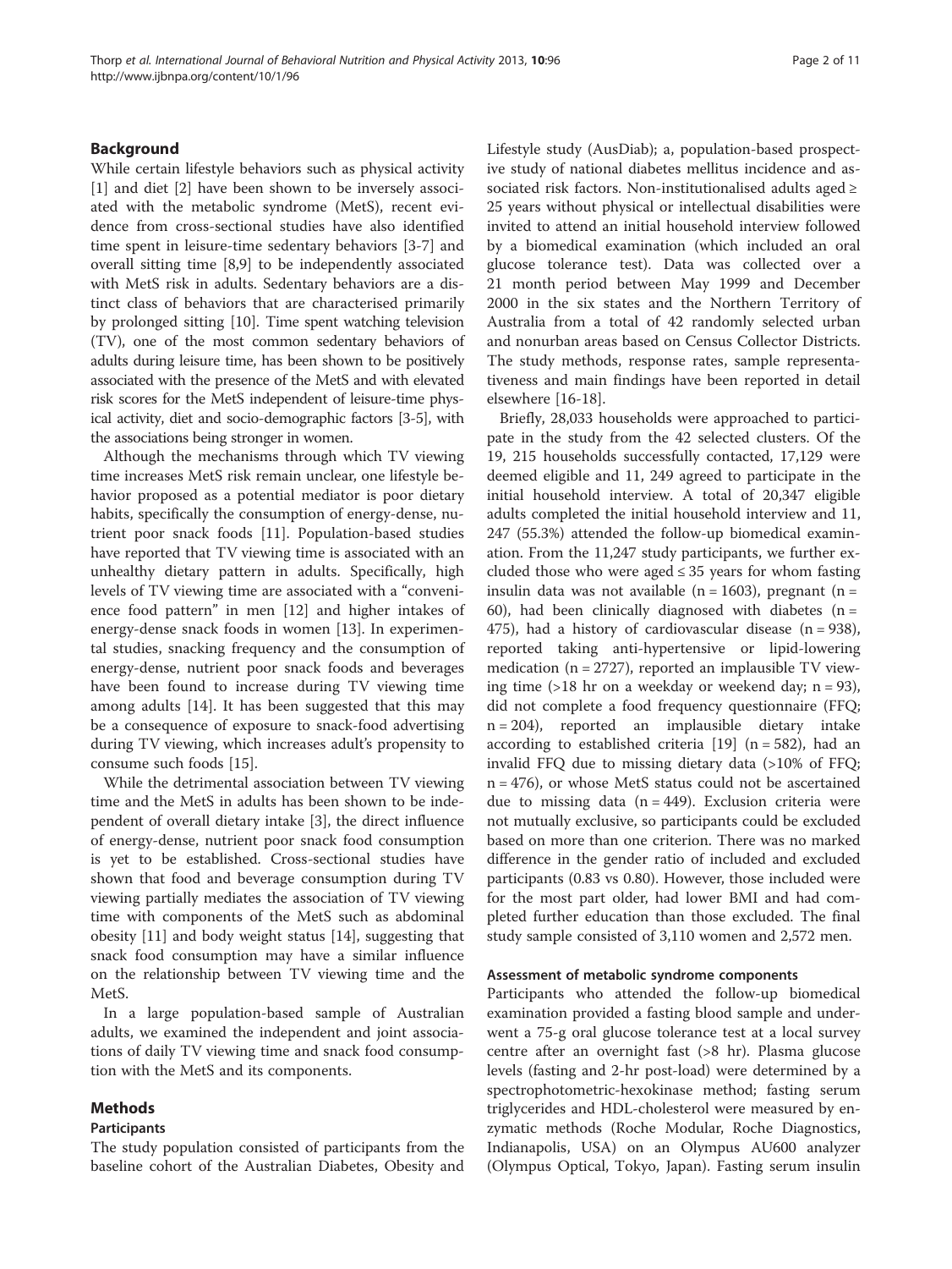## Background

While certain lifestyle behaviors such as physical activity [1] and diet [2] have been shown to be inversely associated with the metabolic syndrome (MetS), recent evidence from cross-sectional studies have also identified time spent in leisure-time sedentary behaviors [3-7] and overall sitting time [8,9] to be independently associated with MetS risk in adults. Sedentary behaviors are a distinct class of behaviors that are characterised primarily by prolonged sitting [10]. Time spent watching television (TV), one of the most common sedentary behaviors of adults during leisure time, has been shown to be positively associated with the presence of the MetS and with elevated risk scores for the MetS independent of leisure-time physical activity, diet and socio-demographic factors [3-5], with the associations being stronger in women.

Although the mechanisms through which TV viewing time increases MetS risk remain unclear, one lifestyle behavior proposed as a potential mediator is poor dietary habits, specifically the consumption of energy-dense, nutrient poor snack foods [11]. Population-based studies have reported that TV viewing time is associated with an unhealthy dietary pattern in adults. Specifically, high levels of TV viewing time are associated with a "convenience food pattern" in men [12] and higher intakes of energy-dense snack foods in women [13]. In experimental studies, snacking frequency and the consumption of energy-dense, nutrient poor snack foods and beverages have been found to increase during TV viewing time among adults [14]. It has been suggested that this may be a consequence of exposure to snack-food advertising during TV viewing, which increases adult's propensity to consume such foods [15].

While the detrimental association between TV viewing time and the MetS in adults has been shown to be independent of overall dietary intake [3], the direct influence of energy-dense, nutrient poor snack food consumption is yet to be established. Cross-sectional studies have shown that food and beverage consumption during TV viewing partially mediates the association of TV viewing time with components of the MetS such as abdominal obesity [11] and body weight status [14], suggesting that snack food consumption may have a similar influence on the relationship between TV viewing time and the MetS.

In a large population-based sample of Australian adults, we examined the independent and joint associations of daily TV viewing time and snack food consumption with the MetS and its components.

## Methods

### Participants

The study population consisted of participants from the baseline cohort of the Australian Diabetes, Obesity and Lifestyle study (AusDiab); a, population-based prospective study of national diabetes mellitus incidence and associated risk factors. Non-institutionalised adults aged ≥ 25 years without physical or intellectual disabilities were invited to attend an initial household interview followed by a biomedical examination (which included an oral glucose tolerance test). Data was collected over a 21 month period between May 1999 and December 2000 in the six states and the Northern Territory of Australia from a total of 42 randomly selected urban and nonurban areas based on Census Collector Districts. The study methods, response rates, sample representativeness and main findings have been reported in detail elsewhere [16-18].

Briefly, 28,033 households were approached to participate in the study from the 42 selected clusters. Of the 19, 215 households successfully contacted, 17,129 were deemed eligible and 11, 249 agreed to participate in the initial household interview. A total of 20,347 eligible adults completed the initial household interview and 11, 247 (55.3%) attended the follow-up biomedical examination. From the 11,247 study participants, we further excluded those who were aged ≤ 35 years for whom fasting insulin data was not available (n = 1603), pregnant (n = 60), had been clinically diagnosed with diabetes (n = 475), had a history of cardiovascular disease (n = 938), reported taking anti-hypertensive or lipid-lowering medication (n = 2727), reported an implausible TV viewing time (>18 hr on a weekday or weekend day; n = 93), did not complete a food frequency questionnaire (FFQ; n = 204), reported an implausible dietary intake according to established criteria [19] (n = 582), had an invalid FFQ due to missing dietary data (>10% of FFQ; n = 476), or whose MetS status could not be ascertained due to missing data (n = 449). Exclusion criteria were not mutually exclusive, so participants could be excluded based on more than one criterion. There was no marked difference in the gender ratio of included and excluded participants (0.83 vs 0.80). However, those included were for the most part older, had lower BMI and had completed further education than those excluded. The final study sample consisted of 3,110 women and 2,572 men.

### Assessment of metabolic syndrome components

Participants who attended the follow-up biomedical examination provided a fasting blood sample and underwent a 75-g oral glucose tolerance test at a local survey centre after an overnight fast (>8 hr). Plasma glucose levels (fasting and 2-hr post-load) were determined by a spectrophotometric-hexokinase method; fasting serum triglycerides and HDL-cholesterol were measured by enzymatic methods (Roche Modular, Roche Diagnostics, Indianapolis, USA) on an Olympus AU600 analyzer (Olympus Optical, Tokyo, Japan). Fasting serum insulin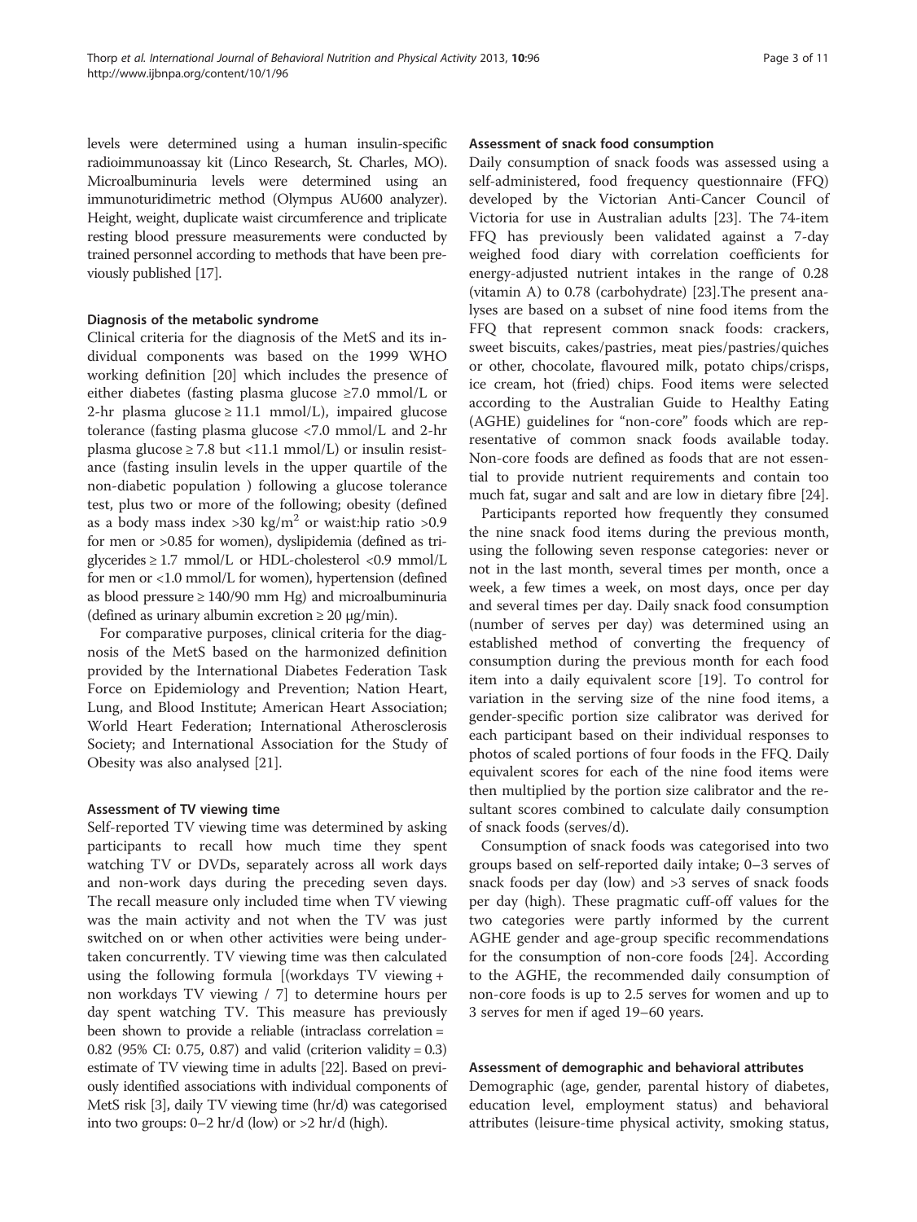levels were determined using a human insulin-specific radioimmunoassay kit (Linco Research, St. Charles, MO). Microalbuminuria levels were determined using an immunoturidimetric method (Olympus AU600 analyzer). Height, weight, duplicate waist circumference and triplicate resting blood pressure measurements were conducted by trained personnel according to methods that have been previously published [17].

### Diagnosis of the metabolic syndrome

Clinical criteria for the diagnosis of the MetS and its individual components was based on the 1999 WHO working definition [20] which includes the presence of either diabetes (fasting plasma glucose ≥7.0 mmol/L or 2-hr plasma glucose ≥ 11.1 mmol/L), impaired glucose tolerance (fasting plasma glucose <7.0 mmol/L and 2-hr plasma glucose ≥ 7.8 but <11.1 mmol/L) or insulin resistance (fasting insulin levels in the upper quartile of the non-diabetic population ) following a glucose tolerance test, plus two or more of the following; obesity (defined as a body mass index >30 kg/m$^2$ or waist:hip ratio >0.9 for men or >0.85 for women), dyslipidemia (defined as triglycerides ≥ 1.7 mmol/L or HDL-cholesterol <0.9 mmol/L for men or <1.0 mmol/L for women), hypertension (defined as blood pressure ≥ 140/90 mm Hg) and microalbuminuria (defined as urinary albumin excretion ≥ 20 μg/min).

For comparative purposes, clinical criteria for the diagnosis of the MetS based on the harmonized definition provided by the International Diabetes Federation Task Force on Epidemiology and Prevention; Nation Heart, Lung, and Blood Institute; American Heart Association; World Heart Federation; International Atherosclerosis Society; and International Association for the Study of Obesity was also analysed [21].

### Assessment of TV viewing time

Self-reported TV viewing time was determined by asking participants to recall how much time they spent watching TV or DVDs, separately across all work days and non-work days during the preceding seven days. The recall measure only included time when TV viewing was the main activity and not when the TV was just switched on or when other activities were being undertaken concurrently. TV viewing time was then calculated using the following formula [(workdays TV viewing + non workdays TV viewing / 7] to determine hours per day spent watching TV. This measure has previously been shown to provide a reliable (intraclass correlation = 0.82 (95% CI: 0.75, 0.87) and valid (criterion validity = 0.3) estimate of TV viewing time in adults [22]. Based on previously identified associations with individual components of MetS risk [3], daily TV viewing time (hr/d) was categorised into two groups: 0–2 hr/d (low) or >2 hr/d (high).

### Assessment of snack food consumption

Daily consumption of snack foods was assessed using a self-administered, food frequency questionnaire (FFQ) developed by the Victorian Anti-Cancer Council of Victoria for use in Australian adults [23]. The 74-item FFQ has previously been validated against a 7-day weighed food diary with correlation coefficients for energy-adjusted nutrient intakes in the range of 0.28 (vitamin A) to 0.78 (carbohydrate) [23].The present analyses are based on a subset of nine food items from the FFQ that represent common snack foods: crackers, sweet biscuits, cakes/pastries, meat pies/pastries/quiches or other, chocolate, flavoured milk, potato chips/crisps, ice cream, hot (fried) chips. Food items were selected according to the Australian Guide to Healthy Eating (AGHE) guidelines for "non-core" foods which are representative of common snack foods available today. Non-core foods are defined as foods that are not essential to provide nutrient requirements and contain too much fat, sugar and salt and are low in dietary fibre [24].

Participants reported how frequently they consumed the nine snack food items during the previous month, using the following seven response categories: never or not in the last month, several times per month, once a week, a few times a week, on most days, once per day and several times per day. Daily snack food consumption (number of serves per day) was determined using an established method of converting the frequency of consumption during the previous month for each food item into a daily equivalent score [19]. To control for variation in the serving size of the nine food items, a gender-specific portion size calibrator was derived for each participant based on their individual responses to photos of scaled portions of four foods in the FFQ. Daily equivalent scores for each of the nine food items were then multiplied by the portion size calibrator and the resultant scores combined to calculate daily consumption of snack foods (serves/d).

Consumption of snack foods was categorised into two groups based on self-reported daily intake; 0–3 serves of snack foods per day (low) and >3 serves of snack foods per day (high). These pragmatic cuff-off values for the two categories were partly informed by the current AGHE gender and age-group specific recommendations for the consumption of non-core foods [24]. According to the AGHE, the recommended daily consumption of non-core foods is up to 2.5 serves for women and up to 3 serves for men if aged 19–60 years.

### Assessment of demographic and behavioral attributes

Demographic (age, gender, parental history of diabetes, education level, employment status) and behavioral attributes (leisure-time physical activity, smoking status,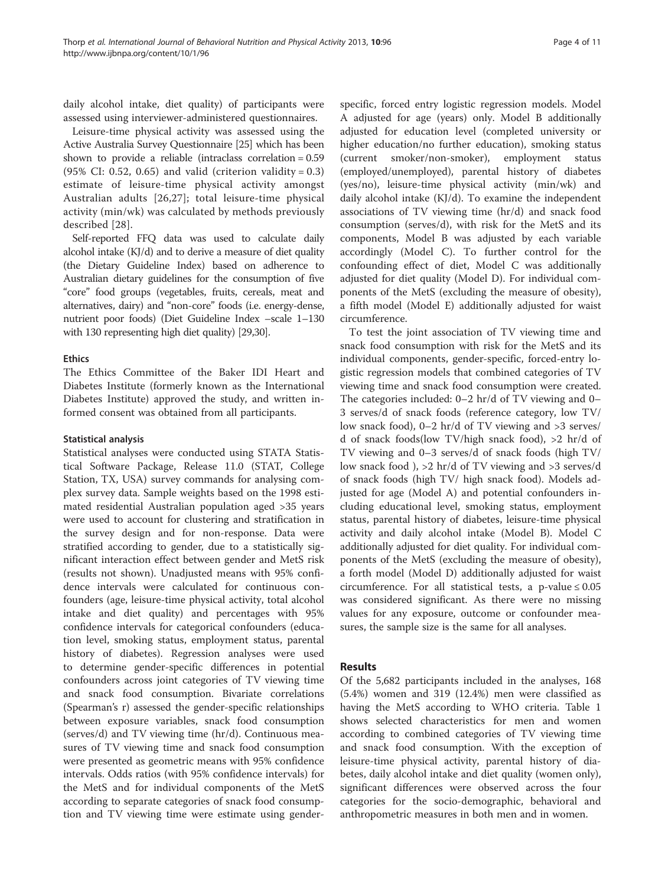daily alcohol intake, diet quality) of participants were assessed using interviewer-administered questionnaires.

Leisure-time physical activity was assessed using the Active Australia Survey Questionnaire [25] which has been shown to provide a reliable (intraclass correlation = 0.59 (95% CI: 0.52, 0.65) and valid (criterion validity = 0.3) estimate of leisure-time physical activity amongst Australian adults [26,27]; total leisure-time physical activity (min/wk) was calculated by methods previously described [28].

Self-reported FFQ data was used to calculate daily alcohol intake (KJ/d) and to derive a measure of diet quality (the Dietary Guideline Index) based on adherence to Australian dietary guidelines for the consumption of five "core" food groups (vegetables, fruits, cereals, meat and alternatives, dairy) and "non-core" foods (i.e. energy-dense, nutrient poor foods) (Diet Guideline Index –scale 1–130 with 130 representing high diet quality) [29,30].

### Ethics

The Ethics Committee of the Baker IDI Heart and Diabetes Institute (formerly known as the International Diabetes Institute) approved the study, and written informed consent was obtained from all participants.

### Statistical analysis

Statistical analyses were conducted using STATA Statistical Software Package, Release 11.0 (STAT, College Station, TX, USA) survey commands for analysing complex survey data. Sample weights based on the 1998 estimated residential Australian population aged >35 years were used to account for clustering and stratification in the survey design and for non-response. Data were stratified according to gender, due to a statistically significant interaction effect between gender and MetS risk (results not shown). Unadjusted means with 95% confidence intervals were calculated for continuous confounders (age, leisure-time physical activity, total alcohol intake and diet quality) and percentages with 95% confidence intervals for categorical confounders (education level, smoking status, employment status, parental history of diabetes). Regression analyses were used to determine gender-specific differences in potential confounders across joint categories of TV viewing time and snack food consumption. Bivariate correlations (Spearman's r) assessed the gender-specific relationships between exposure variables, snack food consumption (serves/d) and TV viewing time (hr/d). Continuous measures of TV viewing time and snack food consumption were presented as geometric means with 95% confidence intervals. Odds ratios (with 95% confidence intervals) for the MetS and for individual components of the MetS according to separate categories of snack food consumption and TV viewing time were estimate using gender-specific, forced entry logistic regression models. Model A adjusted for age (years) only. Model B additionally adjusted for education level (completed university or higher education/no further education), smoking status (current smoker/non-smoker), employment status (employed/unemployed), parental history of diabetes (yes/no), leisure-time physical activity (min/wk) and daily alcohol intake (KJ/d). To examine the independent associations of TV viewing time (hr/d) and snack food consumption (serves/d), with risk for the MetS and its components, Model B was adjusted by each variable accordingly (Model C). To further control for the confounding effect of diet, Model C was additionally adjusted for diet quality (Model D). For individual components of the MetS (excluding the measure of obesity), a fifth model (Model E) additionally adjusted for waist circumference.

To test the joint association of TV viewing time and snack food consumption with risk for the MetS and its individual components, gender-specific, forced-entry logistic regression models that combined categories of TV viewing time and snack food consumption were created. The categories included: 0–2 hr/d of TV viewing and 0–3 serves/d of snack foods (reference category, low TV/ low snack food), 0–2 hr/d of TV viewing and >3 serves/d of snack foods(low TV/high snack food), >2 hr/d of TV viewing and 0–3 serves/d of snack foods (high TV/ low snack food ), >2 hr/d of TV viewing and >3 serves/d of snack foods (high TV/ high snack food). Models adjusted for age (Model A) and potential confounders including educational level, smoking status, employment status, parental history of diabetes, leisure-time physical activity and daily alcohol intake (Model B). Model C additionally adjusted for diet quality. For individual components of the MetS (excluding the measure of obesity), a forth model (Model D) additionally adjusted for waist circumference. For all statistical tests, a p-value ≤ 0.05 was considered significant. As there were no missing values for any exposure, outcome or confounder measures, the sample size is the same for all analyses.

## Results

Of the 5,682 participants included in the analyses, 168 (5.4%) women and 319 (12.4%) men were classified as having the MetS according to WHO criteria. Table 1 shows selected characteristics for men and women according to combined categories of TV viewing time and snack food consumption. With the exception of leisure-time physical activity, parental history of diabetes, daily alcohol intake and diet quality (women only), significant differences were observed across the four categories for the socio-demographic, behavioral and anthropometric measures in both men and in women.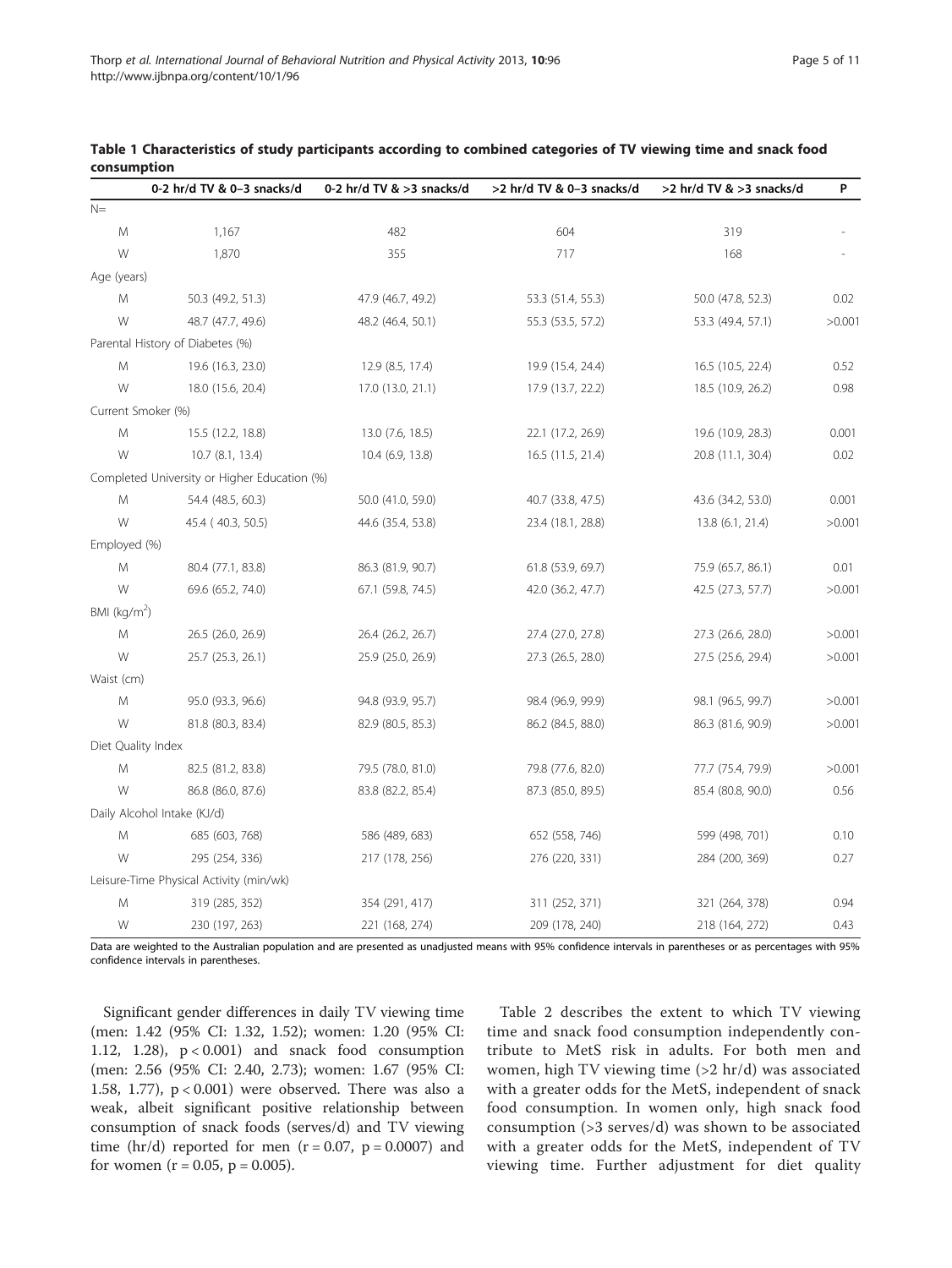**Table 1 Characteristics of study participants according to combined categories of TV viewing time and snack food consumption**

| | 0-2 hr/d TV & 0–3 snacks/d | 0-2 hr/d TV & >3 snacks/d | >2 hr/d TV & 0–3 snacks/d | >2 hr/d TV & >3 snacks/d | P |
|---|---|---|---|---|---|
| N= | | | | | |
| M | 1,167 | 482 | 604 | 319 | - |
| W | 1,870 | 355 | 717 | 168 | - |
| Age (years) | | | | | |
| M | 50.3 (49.2, 51.3) | 47.9 (46.7, 49.2) | 53.3 (51.4, 55.3) | 50.0 (47.8, 52.3) | 0.02 |
| W | 48.7 (47.7, 49.6) | 48.2 (46.4, 50.1) | 55.3 (53.5, 57.2) | 53.3 (49.4, 57.1) | >0.001 |
| Parental History of Diabetes (%) | | | | | |
| M | 19.6 (16.3, 23.0) | 12.9 (8.5, 17.4) | 19.9 (15.4, 24.4) | 16.5 (10.5, 22.4) | 0.52 |
| W | 18.0 (15.6, 20.4) | 17.0 (13.0, 21.1) | 17.9 (13.7, 22.2) | 18.5 (10.9, 26.2) | 0.98 |
| Current Smoker (%) | | | | | |
| M | 15.5 (12.2, 18.8) | 13.0 (7.6, 18.5) | 22.1 (17.2, 26.9) | 19.6 (10.9, 28.3) | 0.001 |
| W | 10.7 (8.1, 13.4) | 10.4 (6.9, 13.8) | 16.5 (11.5, 21.4) | 20.8 (11.1, 30.4) | 0.02 |
| Completed University or Higher Education (%) | | | | | |
| M | 54.4 (48.5, 60.3) | 50.0 (41.0, 59.0) | 40.7 (33.8, 47.5) | 43.6 (34.2, 53.0) | 0.001 |
| W | 45.4 ( 40.3, 50.5) | 44.6 (35.4, 53.8) | 23.4 (18.1, 28.8) | 13.8 (6.1, 21.4) | >0.001 |
| Employed (%) | | | | | |
| M | 80.4 (77.1, 83.8) | 86.3 (81.9, 90.7) | 61.8 (53.9, 69.7) | 75.9 (65.7, 86.1) | 0.01 |
| W | 69.6 (65.2, 74.0) | 67.1 (59.8, 74.5) | 42.0 (36.2, 47.7) | 42.5 (27.3, 57.7) | >0.001 |
| BMI (kg/m$^2$) | | | | | |
| M | 26.5 (26.0, 26.9) | 26.4 (26.2, 26.7) | 27.4 (27.0, 27.8) | 27.3 (26.6, 28.0) | >0.001 |
| W | 25.7 (25.3, 26.1) | 25.9 (25.0, 26.9) | 27.3 (26.5, 28.0) | 27.5 (25.6, 29.4) | >0.001 |
| Waist (cm) | | | | | |
| M | 95.0 (93.3, 96.6) | 94.8 (93.9, 95.7) | 98.4 (96.9, 99.9) | 98.1 (96.5, 99.7) | >0.001 |
| W | 81.8 (80.3, 83.4) | 82.9 (80.5, 85.3) | 86.2 (84.5, 88.0) | 86.3 (81.6, 90.9) | >0.001 |
| Diet Quality Index | | | | | |
| M | 82.5 (81.2, 83.8) | 79.5 (78.0, 81.0) | 79.8 (77.6, 82.0) | 77.7 (75.4, 79.9) | >0.001 |
| W | 86.8 (86.0, 87.6) | 83.8 (82.2, 85.4) | 87.3 (85.0, 89.5) | 85.4 (80.8, 90.0) | 0.56 |
| Daily Alcohol Intake (KJ/d) | | | | | |
| M | 685 (603, 768) | 586 (489, 683) | 652 (558, 746) | 599 (498, 701) | 0.10 |
| W | 295 (254, 336) | 217 (178, 256) | 276 (220, 331) | 284 (200, 369) | 0.27 |
| Leisure-Time Physical Activity (min/wk) | | | | | |
| M | 319 (285, 352) | 354 (291, 417) | 311 (252, 371) | 321 (264, 378) | 0.94 |
| W | 230 (197, 263) | 221 (168, 274) | 209 (178, 240) | 218 (164, 272) | 0.43 |

Data are weighted to the Australian population and are presented as unadjusted means with 95% confidence intervals in parentheses or as percentages with 95% confidence intervals in parentheses.

Significant gender differences in daily TV viewing time (men: 1.42 (95% CI: 1.32, 1.52); women: 1.20 (95% CI: 1.12, 1.28), $p < 0.001$) and snack food consumption (men: 2.56 (95% CI: 2.40, 2.73); women: 1.67 (95% CI: 1.58, 1.77), $p < 0.001$) were observed. There was also a weak, albeit significant positive relationship between consumption of snack foods (serves/d) and TV viewing time (hr/d) reported for men ($r = 0.07$, $p = 0.0007$) and for women ($r = 0.05$, $p = 0.005$).

Table 2 describes the extent to which TV viewing time and snack food consumption independently contribute to MetS risk in adults. For both men and women, high TV viewing time (>2 hr/d) was associated with a greater odds for the MetS, independent of snack food consumption. In women only, high snack food consumption (>3 serves/d) was shown to be associated with a greater odds for the MetS, independent of TV viewing time. Further adjustment for diet quality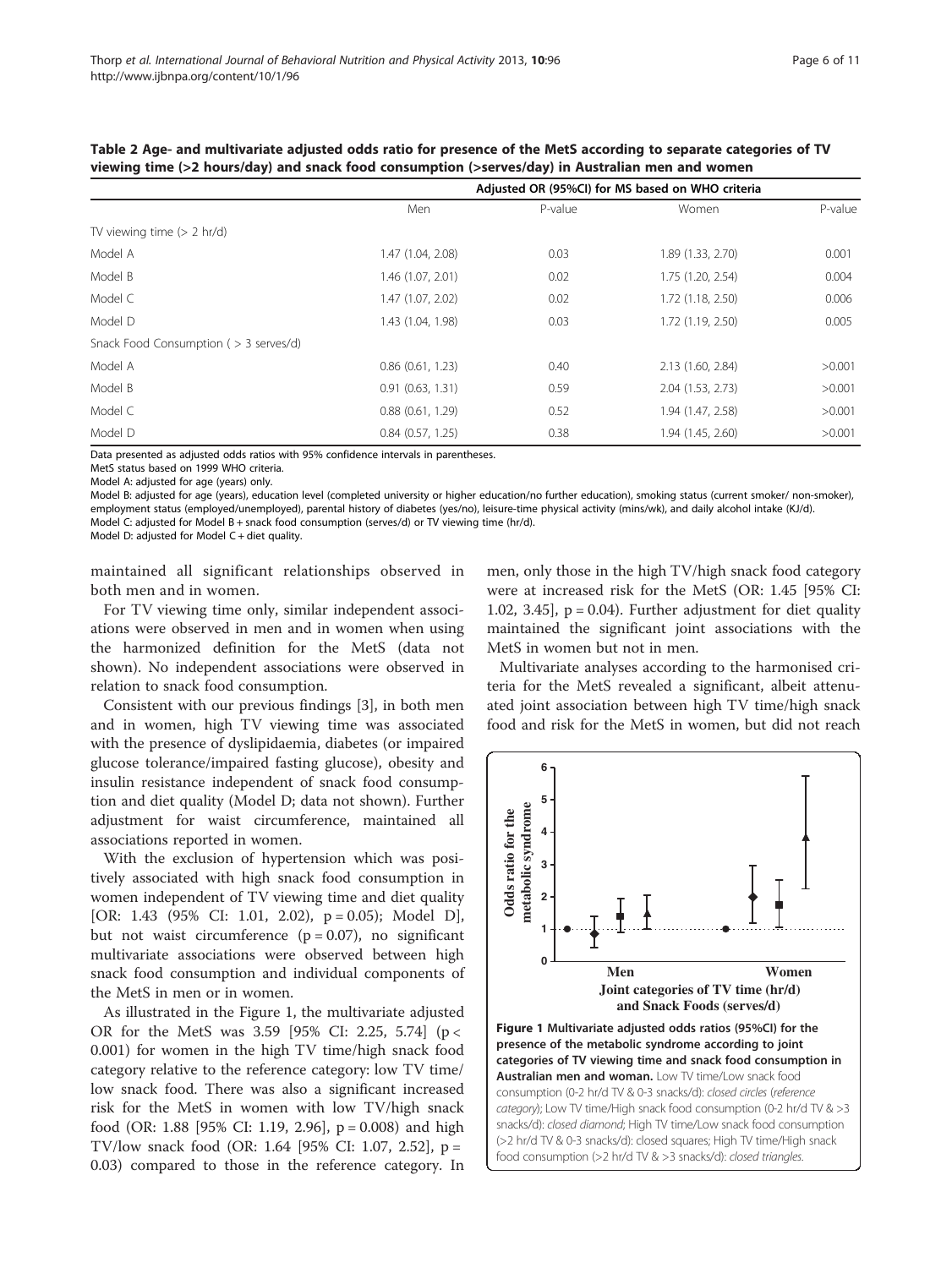**Table 2 Age- and multivariate adjusted odds ratio for presence of the MetS according to separate categories of TV viewing time (>2 hours/day) and snack food consumption (>serves/day) in Australian men and women**

| | Adjusted OR (95%CI) for MS based on WHO criteria | | | |
|---|---|---|---|---|
| | Men | P-value | Women | P-value |
| TV viewing time (> 2 hr/d) | | | | |
| Model A | 1.47 (1.04, 2.08) | 0.03 | 1.89 (1.33, 2.70) | 0.001 |
| Model B | 1.46 (1.07, 2.01) | 0.02 | 1.75 (1.20, 2.54) | 0.004 |
| Model C | 1.47 (1.07, 2.02) | 0.02 | 1.72 (1.18, 2.50) | 0.006 |
| Model D | 1.43 (1.04, 1.98) | 0.03 | 1.72 (1.19, 2.50) | 0.005 |
| Snack Food Consumption ( > 3 serves/d) | | | | |
| Model A | 0.86 (0.61, 1.23) | 0.40 | 2.13 (1.60, 2.84) | >0.001 |
| Model B | 0.91 (0.63, 1.31) | 0.59 | 2.04 (1.53, 2.73) | >0.001 |
| Model C | 0.88 (0.61, 1.29) | 0.52 | 1.94 (1.47, 2.58) | >0.001 |
| Model D | 0.84 (0.57, 1.25) | 0.38 | 1.94 (1.45, 2.60) | >0.001 |

Data presented as adjusted odds ratios with 95% confidence intervals in parentheses.
MetS status based on 1999 WHO criteria.
Model A: adjusted for age (years) only.
Model B: adjusted for age (years), education level (completed university or higher education/no further education), smoking status (current smoker/ non-smoker), employment status (employed/unemployed), parental history of diabetes (yes/no), leisure-time physical activity (mins/wk), and daily alcohol intake (KJ/d).
Model C: adjusted for Model B + snack food consumption (serves/d) or TV viewing time (hr/d).
Model D: adjusted for Model C + diet quality.

maintained all significant relationships observed in both men and in women.

For TV viewing time only, similar independent associations were observed in men and in women when using the harmonized definition for the MetS (data not shown). No independent associations were observed in relation to snack food consumption.

Consistent with our previous findings [3], in both men and in women, high TV viewing time was associated with the presence of dyslipidaemia, diabetes (or impaired glucose tolerance/impaired fasting glucose), obesity and insulin resistance independent of snack food consumption and diet quality (Model D; data not shown). Further adjustment for waist circumference, maintained all associations reported in women.

With the exclusion of hypertension which was positively associated with high snack food consumption in women independent of TV viewing time and diet quality [OR: 1.43 (95% CI: 1.01, 2.02), p = 0.05); Model D], but not waist circumference (p = 0.07), no significant multivariate associations were observed between high snack food consumption and individual components of the MetS in men or in women.

As illustrated in the Figure 1, the multivariate adjusted OR for the MetS was 3.59 [95% CI: 2.25, 5.74] (p < 0.001) for women in the high TV time/high snack food category relative to the reference category: low TV time/ low snack food. There was also a significant increased risk for the MetS in women with low TV/high snack food (OR: 1.88 [95% CI: 1.19, 2.96], p = 0.008) and high TV/low snack food (OR: 1.64 [95% CI: 1.07, 2.52], p = 0.03) compared to those in the reference category. In men, only those in the high TV/high snack food category were at increased risk for the MetS (OR: 1.45 [95% CI: 1.02, 3.45], p = 0.04). Further adjustment for diet quality maintained the significant joint associations with the MetS in women but not in men.

Multivariate analyses according to the harmonised criteria for the MetS revealed a significant, albeit attenuated joint association between high TV time/high snack food and risk for the MetS in women, but did not reach

**Figure 1 Multivariate adjusted odds ratios (95%CI) for the presence of the metabolic syndrome according to joint categories of TV viewing time and snack food consumption in Australian men and woman.** Low TV time/Low snack food consumption (0-2 hr/d TV & 0-3 snacks/d): *closed circles* (*reference category*); Low TV time/High snack food consumption (0-2 hr/d TV & >3 snacks/d): *closed diamond*; High TV time/Low snack food consumption (>2 hr/d TV & 0-3 snacks/d): *closed squares*; High TV time/High snack food consumption (>2 hr/d TV & >3 snacks/d): *closed triangles*.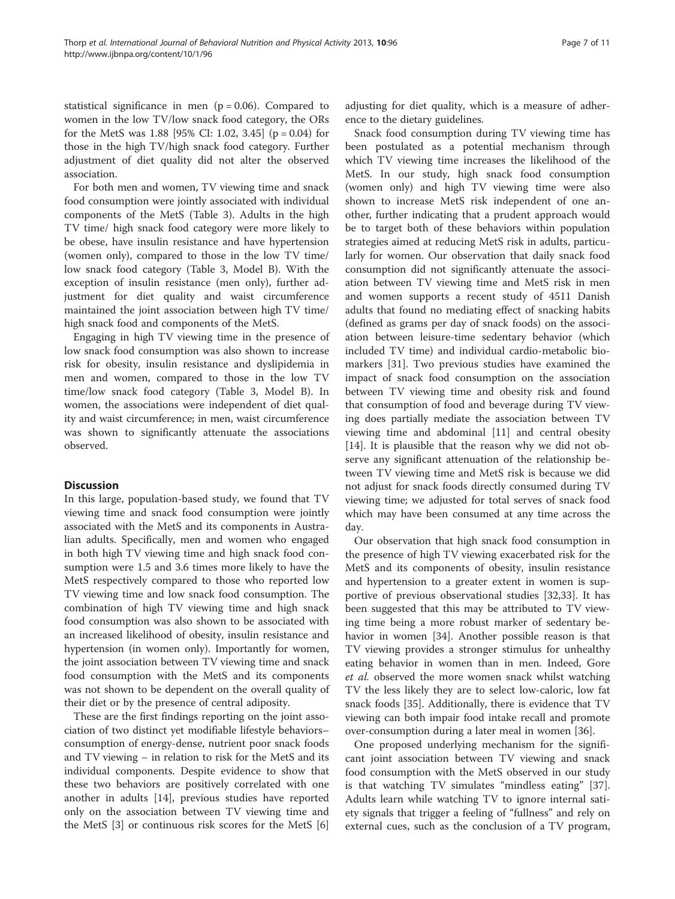statistical significance in men ($p = 0.06$). Compared to women in the low TV/low snack food category, the ORs for the MetS was 1.88 [95% CI: 1.02, 3.45] ($p = 0.04$) for those in the high TV/high snack food category. Further adjustment of diet quality did not alter the observed association.

For both men and women, TV viewing time and snack food consumption were jointly associated with individual components of the MetS (Table 3). Adults in the high TV time/ high snack food category were more likely to be obese, have insulin resistance and have hypertension (women only), compared to those in the low TV time/ low snack food category (Table 3, Model B). With the exception of insulin resistance (men only), further adjustment for diet quality and waist circumference maintained the joint association between high TV time/ high snack food and components of the MetS.

Engaging in high TV viewing time in the presence of low snack food consumption was also shown to increase risk for obesity, insulin resistance and dyslipidemia in men and women, compared to those in the low TV time/low snack food category (Table 3, Model B). In women, the associations were independent of diet quality and waist circumference; in men, waist circumference was shown to significantly attenuate the associations observed.

## Discussion

In this large, population-based study, we found that TV viewing time and snack food consumption were jointly associated with the MetS and its components in Australian adults. Specifically, men and women who engaged in both high TV viewing time and high snack food consumption were 1.5 and 3.6 times more likely to have the MetS respectively compared to those who reported low TV viewing time and low snack food consumption. The combination of high TV viewing time and high snack food consumption was also shown to be associated with an increased likelihood of obesity, insulin resistance and hypertension (in women only). Importantly for women, the joint association between TV viewing time and snack food consumption with the MetS and its components was not shown to be dependent on the overall quality of their diet or by the presence of central adiposity.

These are the first findings reporting on the joint association of two distinct yet modifiable lifestyle behaviors– consumption of energy-dense, nutrient poor snack foods and TV viewing – in relation to risk for the MetS and its individual components. Despite evidence to show that these two behaviors are positively correlated with one another in adults [14], previous studies have reported only on the association between TV viewing time and the MetS [3] or continuous risk scores for the MetS [6] adjusting for diet quality, which is a measure of adherence to the dietary guidelines.

Snack food consumption during TV viewing time has been postulated as a potential mechanism through which TV viewing time increases the likelihood of the MetS. In our study, high snack food consumption (women only) and high TV viewing time were also shown to increase MetS risk independent of one another, further indicating that a prudent approach would be to target both of these behaviors within population strategies aimed at reducing MetS risk in adults, particularly for women. Our observation that daily snack food consumption did not significantly attenuate the association between TV viewing time and MetS risk in men and women supports a recent study of 4511 Danish adults that found no mediating effect of snacking habits (defined as grams per day of snack foods) on the association between leisure-time sedentary behavior (which included TV time) and individual cardio-metabolic biomarkers [31]. Two previous studies have examined the impact of snack food consumption on the association between TV viewing time and obesity risk and found that consumption of food and beverage during TV viewing does partially mediate the association between TV viewing time and abdominal [11] and central obesity [14]. It is plausible that the reason why we did not observe any significant attenuation of the relationship between TV viewing time and MetS risk is because we did not adjust for snack foods directly consumed during TV viewing time; we adjusted for total serves of snack food which may have been consumed at any time across the day.

Our observation that high snack food consumption in the presence of high TV viewing exacerbated risk for the MetS and its components of obesity, insulin resistance and hypertension to a greater extent in women is supportive of previous observational studies [32,33]. It has been suggested that this may be attributed to TV viewing time being a more robust marker of sedentary behavior in women [34]. Another possible reason is that TV viewing provides a stronger stimulus for unhealthy eating behavior in women than in men. Indeed, Gore *et al.* observed the more women snack whilst watching TV the less likely they are to select low-caloric, low fat snack foods [35]. Additionally, there is evidence that TV viewing can both impair food intake recall and promote over-consumption during a later meal in women [36].

One proposed underlying mechanism for the significant joint association between TV viewing and snack food consumption with the MetS observed in our study is that watching TV simulates "mindless eating" [37]. Adults learn while watching TV to ignore internal satiety signals that trigger a feeling of "fullness" and rely on external cues, such as the conclusion of a TV program,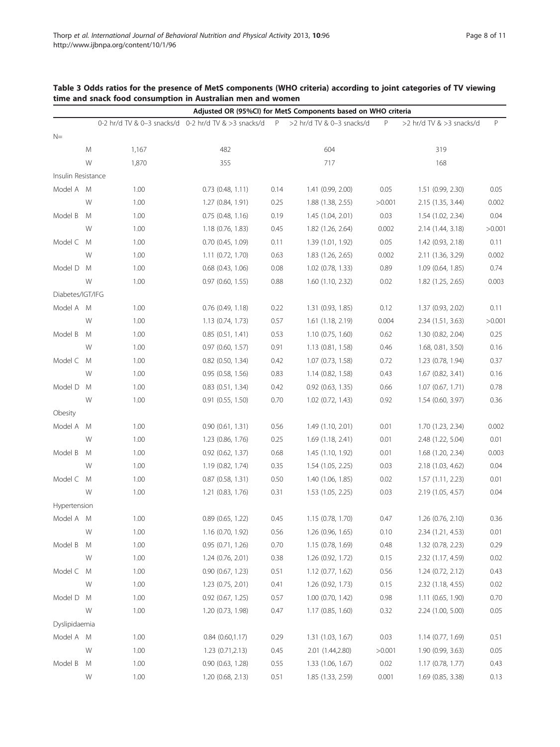**Table 3 Odds ratios for the presence of MetS components (WHO criteria) according to joint categories of TV viewing time and snack food consumption in Australian men and women**

| | | Adjusted OR (95%CI) for MetS Components based on WHO criteria | | | | | | |
|---|---|---|---|---|---|---|---|---|
| | | 0-2 hr/d TV & 0–3 snacks/d | 0-2 hr/d TV & >3 snacks/d | P | >2 hr/d TV & 0–3 snacks/d | P | >2 hr/d TV & >3 snacks/d | P |
| N= | | | | | | | | |
| | M | 1,167 | 482 | | 604 | | 319 | |
| | W | 1,870 | 355 | | 717 | | 168 | |
| Insulin Resistance | | | | | | | | |
| Model A | M | 1.00 | 0.73 (0.48, 1.11) | 0.14 | 1.41 (0.99, 2.00) | 0.05 | 1.51 (0.99, 2.30) | 0.05 |
| | W | 1.00 | 1.27 (0.84, 1.91) | 0.25 | 1.88 (1.38, 2.55) | >0.001 | 2.15 (1.35, 3.44) | 0.002 |
| Model B | M | 1.00 | 0.75 (0.48, 1.16) | 0.19 | 1.45 (1.04, 2.01) | 0.03 | 1.54 (1.02, 2.34) | 0.04 |
| | W | 1.00 | 1.18 (0.76, 1.83) | 0.45 | 1.82 (1.26, 2.64) | 0.002 | 2.14 (1.44, 3.18) | >0.001 |
| Model C | M | 1.00 | 0.70 (0.45, 1.09) | 0.11 | 1.39 (1.01, 1.92) | 0.05 | 1.42 (0.93, 2.18) | 0.11 |
| | W | 1.00 | 1.11 (0.72, 1.70) | 0.63 | 1.83 (1.26, 2.65) | 0.002 | 2.11 (1.36, 3.29) | 0.002 |
| Model D | M | 1.00 | 0.68 (0.43, 1.06) | 0.08 | 1.02 (0.78, 1.33) | 0.89 | 1.09 (0.64, 1.85) | 0.74 |
| | W | 1.00 | 0.97 (0.60, 1.55) | 0.88 | 1.60 (1.10, 2.32) | 0.02 | 1.82 (1.25, 2.65) | 0.003 |
| Diabetes/IGT/IFG | | | | | | | | |
| Model A | M | 1.00 | 0.76 (0.49, 1.18) | 0.22 | 1.31 (0.93, 1.85) | 0.12 | 1.37 (0.93, 2.02) | 0.11 |
| | W | 1.00 | 1.13 (0.74, 1.73) | 0.57 | 1.61 (1.18, 2.19) | 0.004 | 2.34 (1.51, 3.63) | >0.001 |
| Model B | M | 1.00 | 0.85 (0.51, 1.41) | 0.53 | 1.10 (0.75, 1.60) | 0.62 | 1.30 (0.82, 2.04) | 0.25 |
| | W | 1.00 | 0.97 (0.60, 1.57) | 0.91 | 1.13 (0.81, 1.58) | 0.46 | 1.68, 0.81, 3.50) | 0.16 |
| Model C | M | 1.00 | 0.82 (0.50, 1.34) | 0.42 | 1.07 (0.73, 1.58) | 0.72 | 1.23 (0.78, 1.94) | 0.37 |
| | W | 1.00 | 0.95 (0.58, 1.56) | 0.83 | 1.14 (0.82, 1.58) | 0.43 | 1.67 (0.82, 3.41) | 0.16 |
| Model D | M | 1.00 | 0.83 (0.51, 1.34) | 0.42 | 0.92 (0.63, 1.35) | 0.66 | 1.07 (0.67, 1.71) | 0.78 |
| | W | 1.00 | 0.91 (0.55, 1.50) | 0.70 | 1.02 (0.72, 1.43) | 0.92 | 1.54 (0.60, 3.97) | 0.36 |
| Obesity | | | | | | | | |
| Model A | M | 1.00 | 0.90 (0.61, 1.31) | 0.56 | 1.49 (1.10, 2.01) | 0.01 | 1.70 (1.23, 2.34) | 0.002 |
| | W | 1.00 | 1.23 (0.86, 1.76) | 0.25 | 1.69 (1.18, 2.41) | 0.01 | 2.48 (1.22, 5.04) | 0.01 |
| Model B | M | 1.00 | 0.92 (0.62, 1.37) | 0.68 | 1.45 (1.10, 1.92) | 0.01 | 1.68 (1.20, 2.34) | 0.003 |
| | W | 1.00 | 1.19 (0.82, 1.74) | 0.35 | 1.54 (1.05, 2.25) | 0.03 | 2.18 (1.03, 4.62) | 0.04 |
| Model C | M | 1.00 | 0.87 (0.58, 1.31) | 0.50 | 1.40 (1.06, 1.85) | 0.02 | 1.57 (1.11, 2.23) | 0.01 |
| | W | 1.00 | 1.21 (0.83, 1.76) | 0.31 | 1.53 (1.05, 2.25) | 0.03 | 2.19 (1.05, 4.57) | 0.04 |
| Hypertension | | | | | | | | |
| Model A | M | 1.00 | 0.89 (0.65, 1.22) | 0.45 | 1.15 (0.78, 1.70) | 0.47 | 1.26 (0.76, 2.10) | 0.36 |
| | W | 1.00 | 1.16 (0.70, 1.92) | 0.56 | 1.26 (0.96, 1.65) | 0.10 | 2.34 (1.21, 4.53) | 0.01 |
| Model B | M | 1.00 | 0.95 (0.71, 1.26) | 0.70 | 1.15 (0.78, 1.69) | 0.48 | 1.32 (0.78, 2.23) | 0.29 |
| | W | 1.00 | 1.24 (0.76, 2.01) | 0.38 | 1.26 (0.92, 1.72) | 0.15 | 2.32 (1.17, 4.59) | 0.02 |
| Model C | M | 1.00 | 0.90 (0.67, 1.23) | 0.51 | 1.12 (0.77, 1.62) | 0.56 | 1.24 (0.72, 2.12) | 0.43 |
| | W | 1.00 | 1.23 (0.75, 2.01) | 0.41 | 1.26 (0.92, 1.73) | 0.15 | 2.32 (1.18, 4.55) | 0.02 |
| Model D | M | 1.00 | 0.92 (0.67, 1.25) | 0.57 | 1.00 (0.70, 1.42) | 0.98 | 1.11 (0.65, 1.90) | 0.70 |
| | W | 1.00 | 1.20 (0.73, 1.98) | 0.47 | 1.17 (0.85, 1.60) | 0.32 | 2.24 (1.00, 5.00) | 0.05 |
| Dyslipidaemia | | | | | | | | |
| Model A | M | 1.00 | 0.84 (0.60,1.17) | 0.29 | 1.31 (1.03, 1.67) | 0.03 | 1.14 (0.77, 1.69) | 0.51 |
| | W | 1.00 | 1.23 (0.71,2.13) | 0.45 | 2.01 (1.44,2.80) | >0.001 | 1.90 (0.99, 3.63) | 0.05 |
| Model B | M | 1.00 | 0.90 (0.63, 1.28) | 0.55 | 1.33 (1.06, 1.67) | 0.02 | 1.17 (0.78, 1.77) | 0.43 |
| | W | 1.00 | 1.20 (0.68, 2.13) | 0.51 | 1.85 (1.33, 2.59) | 0.001 | 1.69 (0.85, 3.38) | 0.13 |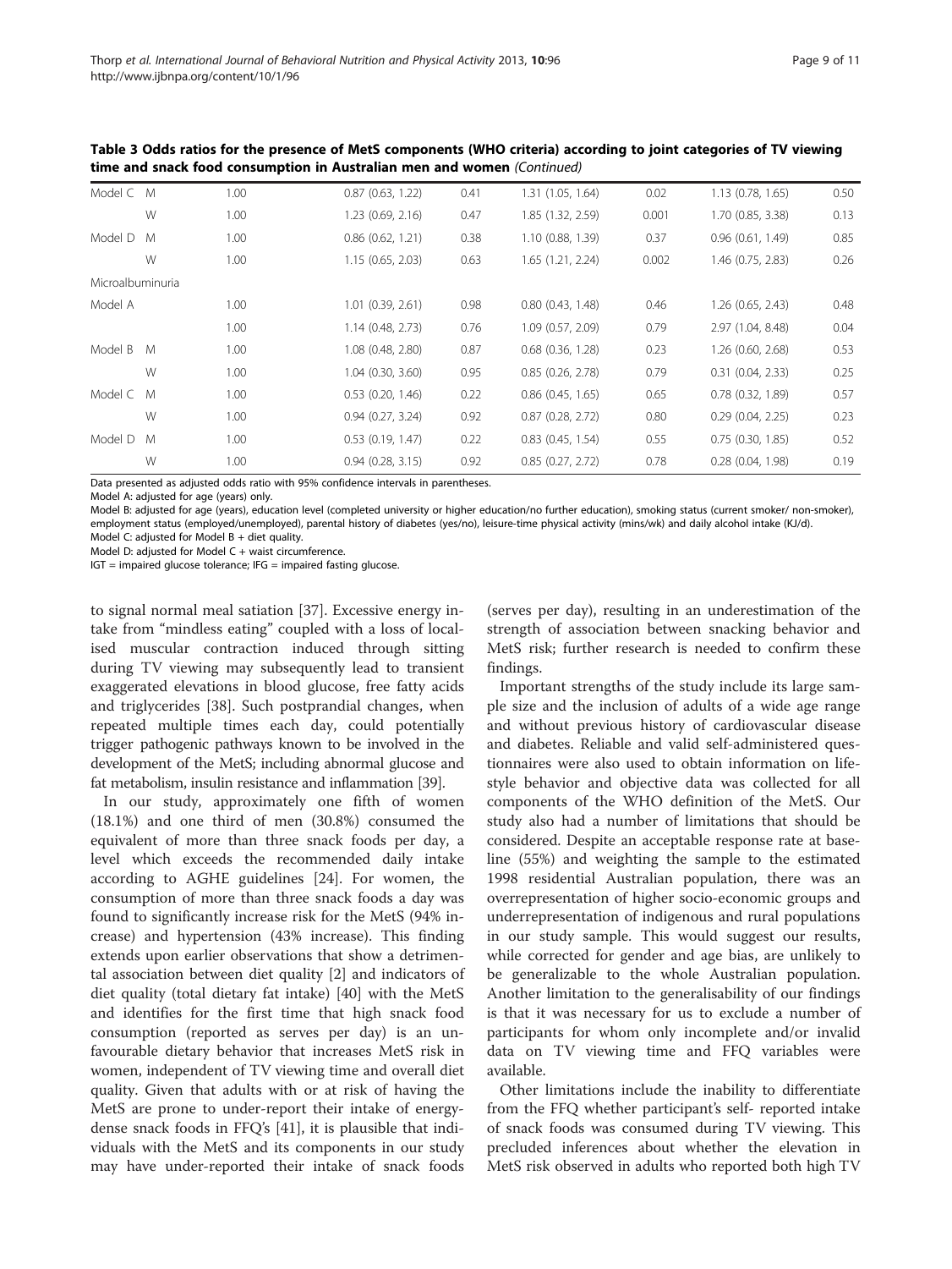**Table 3 Odds ratios for the presence of MetS components (WHO criteria) according to joint categories of TV viewing time and snack food consumption in Australian men and women** *(Continued)*

| | | | | | | | | |
|---|---|---|---|---|---|---|---|---|
| Model C | M | 1.00 | 0.87 (0.63, 1.22) | 0.41 | 1.31 (1.05, 1.64) | 0.02 | 1.13 (0.78, 1.65) | 0.50 |
| | W | 1.00 | 1.23 (0.69, 2.16) | 0.47 | 1.85 (1.32, 2.59) | 0.001 | 1.70 (0.85, 3.38) | 0.13 |
| Model D | M | 1.00 | 0.86 (0.62, 1.21) | 0.38 | 1.10 (0.88, 1.39) | 0.37 | 0.96 (0.61, 1.49) | 0.85 |
| | W | 1.00 | 1.15 (0.65, 2.03) | 0.63 | 1.65 (1.21, 2.24) | 0.002 | 1.46 (0.75, 2.83) | 0.26 |
| Microalbuminuria | | | | | | | | |
| Model A | | 1.00 | 1.01 (0.39, 2.61) | 0.98 | 0.80 (0.43, 1.48) | 0.46 | 1.26 (0.65, 2.43) | 0.48 |
| | | 1.00 | 1.14 (0.48, 2.73) | 0.76 | 1.09 (0.57, 2.09) | 0.79 | 2.97 (1.04, 8.48) | 0.04 |
| Model B | M | 1.00 | 1.08 (0.48, 2.80) | 0.87 | 0.68 (0.36, 1.28) | 0.23 | 1.26 (0.60, 2.68) | 0.53 |
| | W | 1.00 | 1.04 (0.30, 3.60) | 0.95 | 0.85 (0.26, 2.78) | 0.79 | 0.31 (0.04, 2.33) | 0.25 |
| Model C | M | 1.00 | 0.53 (0.20, 1.46) | 0.22 | 0.86 (0.45, 1.65) | 0.65 | 0.78 (0.32, 1.89) | 0.57 |
| | W | 1.00 | 0.94 (0.27, 3.24) | 0.92 | 0.87 (0.28, 2.72) | 0.80 | 0.29 (0.04, 2.25) | 0.23 |
| Model D | M | 1.00 | 0.53 (0.19, 1.47) | 0.22 | 0.83 (0.45, 1.54) | 0.55 | 0.75 (0.30, 1.85) | 0.52 |
| | W | 1.00 | 0.94 (0.28, 3.15) | 0.92 | 0.85 (0.27, 2.72) | 0.78 | 0.28 (0.04, 1.98) | 0.19 |

Data presented as adjusted odds ratio with 95% confidence intervals in parentheses.

Model A: adjusted for age (years) only.

Model B: adjusted for age (years), education level (completed university or higher education/no further education), smoking status (current smoker/ non-smoker), employment status (employed/unemployed), parental history of diabetes (yes/no), leisure-time physical activity (mins/wk) and daily alcohol intake (KJ/d).

Model C: adjusted for Model B + diet quality.

Model D: adjusted for Model C + waist circumference.

IGT = impaired glucose tolerance; IFG = impaired fasting glucose.

to signal normal meal satiation [37]. Excessive energy intake from "mindless eating" coupled with a loss of localised muscular contraction induced through sitting during TV viewing may subsequently lead to transient exaggerated elevations in blood glucose, free fatty acids and triglycerides [38]. Such postprandial changes, when repeated multiple times each day, could potentially trigger pathogenic pathways known to be involved in the development of the MetS; including abnormal glucose and fat metabolism, insulin resistance and inflammation [39].

In our study, approximately one fifth of women (18.1%) and one third of men (30.8%) consumed the equivalent of more than three snack foods per day, a level which exceeds the recommended daily intake according to AGHE guidelines [24]. For women, the consumption of more than three snack foods a day was found to significantly increase risk for the MetS (94% increase) and hypertension (43% increase). This finding extends upon earlier observations that show a detrimental association between diet quality [2] and indicators of diet quality (total dietary fat intake) [40] with the MetS and identifies for the first time that high snack food consumption (reported as serves per day) is an unfavourable dietary behavior that increases MetS risk in women, independent of TV viewing time and overall diet quality. Given that adults with or at risk of having the MetS are prone to under-report their intake of energy-dense snack foods in FFQ's [41], it is plausible that individuals with the MetS and its components in our study may have under-reported their intake of snack foods (serves per day), resulting in an underestimation of the strength of association between snacking behavior and MetS risk; further research is needed to confirm these findings.

Important strengths of the study include its large sample size and the inclusion of adults of a wide age range and without previous history of cardiovascular disease and diabetes. Reliable and valid self-administered questionnaires were also used to obtain information on lifestyle behavior and objective data was collected for all components of the WHO definition of the MetS. Our study also had a number of limitations that should be considered. Despite an acceptable response rate at baseline (55%) and weighting the sample to the estimated 1998 residential Australian population, there was an overrepresentation of higher socio-economic groups and underrepresentation of indigenous and rural populations in our study sample. This would suggest our results, while corrected for gender and age bias, are unlikely to be generalizable to the whole Australian population. Another limitation to the generalisability of our findings is that it was necessary for us to exclude a number of participants for whom only incomplete and/or invalid data on TV viewing time and FFQ variables were available.

Other limitations include the inability to differentiate from the FFQ whether participant's self- reported intake of snack foods was consumed during TV viewing. This precluded inferences about whether the elevation in MetS risk observed in adults who reported both high TV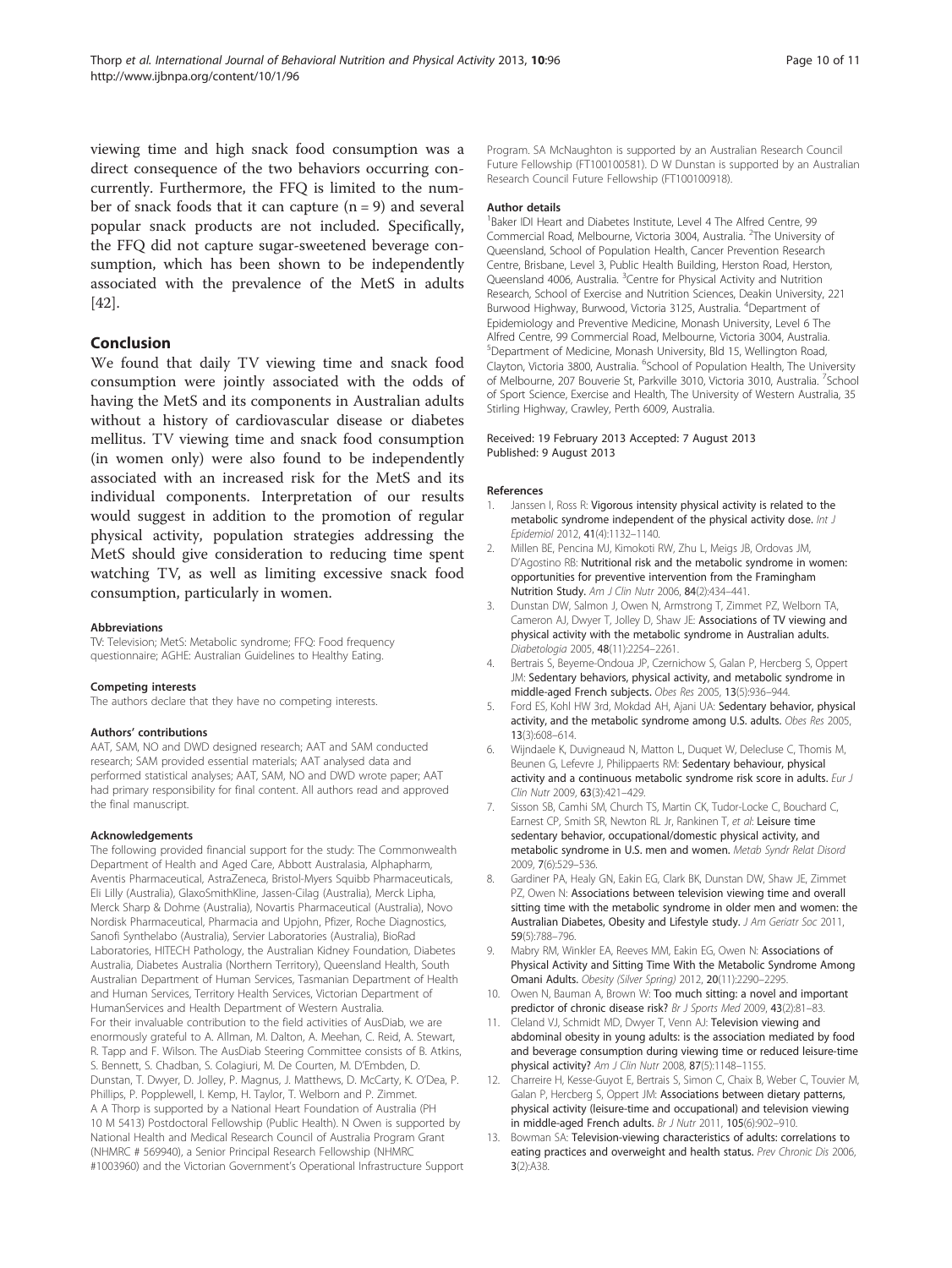viewing time and high snack food consumption was a direct consequence of the two behaviors occurring concurrently. Furthermore, the FFQ is limited to the number of snack foods that it can capture (n = 9) and several popular snack products are not included. Specifically, the FFQ did not capture sugar-sweetened beverage consumption, which has been shown to be independently associated with the prevalence of the MetS in adults [42].

## Conclusion

We found that daily TV viewing time and snack food consumption were jointly associated with the odds of having the MetS and its components in Australian adults without a history of cardiovascular disease or diabetes mellitus. TV viewing time and snack food consumption (in women only) were also found to be independently associated with an increased risk for the MetS and its individual components. Interpretation of our results would suggest in addition to the promotion of regular physical activity, population strategies addressing the MetS should give consideration to reducing time spent watching TV, as well as limiting excessive snack food consumption, particularly in women.

#### Abbreviations

TV: Television; MetS: Metabolic syndrome; FFQ: Food frequency questionnaire; AGHE: Australian Guidelines to Healthy Eating.

#### Competing interests

The authors declare that they have no competing interests.

#### Authors' contributions

AAT, SAM, NO and DWD designed research; AAT and SAM conducted research; SAM provided essential materials; AAT analysed data and performed statistical analyses; AAT, SAM, NO and DWD wrote paper; AAT had primary responsibility for final content. All authors read and approved the final manuscript.

#### Acknowledgements

The following provided financial support for the study: The Commonwealth Department of Health and Aged Care, Abbott Australasia, Alphapharm, Aventis Pharmaceutical, AstraZeneca, Bristol-Myers Squibb Pharmaceuticals, Eli Lilly (Australia), GlaxoSmithKline, Jassen-Cilag (Australia), Merck Lipha, Merck Sharp & Dohme (Australia), Novartis Pharmaceutical (Australia), Novo Nordisk Pharmaceutical, Pharmacia and Upjohn, Pfizer, Roche Diagnostics, Sanofi Synthelabo (Australia), Servier Laboratories (Australia), BioRad Laboratories, HITECH Pathology, the Australian Kidney Foundation, Diabetes Australia, Diabetes Australia (Northern Territory), Queensland Health, South Australian Department of Human Services, Tasmanian Department of Health and Human Services, Territory Health Services, Victorian Department of HumanServices and Health Department of Western Australia.
For their invaluable contribution to the field activities of AusDiab, we are enormously grateful to A. Allman, M. Dalton, A. Meehan, C. Reid, A. Stewart, R. Tapp and F. Wilson. The AusDiab Steering Committee consists of B. Atkins, S. Bennett, S. Chadban, S. Colagiuri, M. De Courten, M. D'Embden, D. Dunstan, T. Dwyer, D. Jolley, P. Magnus, J. Matthews, D. McCarty, K. O'Dea, P. Phillips, P. Popplewell, I. Kemp, H. Taylor, T. Welborn and P. Zimmet.
A A Thorp is supported by a National Heart Foundation of Australia (PH 10 M 5413) Postdoctoral Fellowship (Public Health). N Owen is supported by National Health and Medical Research Council of Australia Program Grant (NHMRC # 569940), a Senior Principal Research Fellowship (NHMRC #1003960) and the Victorian Government's Operational Infrastructure Support Program. SA McNaughton is supported by an Australian Research Council Future Fellowship (FT100100581). D W Dunstan is supported by an Australian Research Council Future Fellowship (FT100100918).

#### Author details

[1]Baker IDI Heart and Diabetes Institute, Level 4 The Alfred Centre, 99 Commercial Road, Melbourne, Victoria 3004, Australia. [2]The University of Queensland, School of Population Health, Cancer Prevention Research Centre, Brisbane, Level 3, Public Health Building, Herston Road, Herston, Queensland 4006, Australia. [3]Centre for Physical Activity and Nutrition Research, School of Exercise and Nutrition Sciences, Deakin University, 221 Burwood Highway, Burwood, Victoria 3125, Australia. [4]Department of Epidemiology and Preventive Medicine, Monash University, Level 6 The Alfred Centre, 99 Commercial Road, Melbourne, Victoria 3004, Australia. [5]Department of Medicine, Monash University, Bld 15, Wellington Road, Clayton, Victoria 3800, Australia. [6]School of Population Health, The University of Melbourne, 207 Bouverie St, Parkville 3010, Victoria 3010, Australia. [7]School of Sport Science, Exercise and Health, The University of Western Australia, 35 Stirling Highway, Crawley, Perth 6009, Australia.

Received: 19 February 2013 Accepted: 7 August 2013
Published: 9 August 2013

#### References

1. Janssen I, Ross R: **Vigorous intensity physical activity is related to the metabolic syndrome independent of the physical activity dose.** *Int J Epidemiol* 2012, **41**(4):1132–1140.
2. Millen BE, Pencina MJ, Kimokoti RW, Zhu L, Meigs JB, Ordovas JM, D'Agostino RB: **Nutritional risk and the metabolic syndrome in women: opportunities for preventive intervention from the Framingham Nutrition Study.** *Am J Clin Nutr* 2006, **84**(2):434–441.
3. Dunstan DW, Salmon J, Owen N, Armstrong T, Zimmet PZ, Welborn TA, Cameron AJ, Dwyer T, Jolley D, Shaw JE: **Associations of TV viewing and physical activity with the metabolic syndrome in Australian adults.** *Diabetologia* 2005, **48**(11):2254–2261.
4. Bertrais S, Beyeme-Ondoua JP, Czernichow S, Galan P, Hercberg S, Oppert JM: **Sedentary behaviors, physical activity, and metabolic syndrome in middle-aged French subjects.** *Obes Res* 2005, **13**(5):936–944.
5. Ford ES, Kohl HW 3rd, Mokdad AH, Ajani UA: **Sedentary behavior, physical activity, and the metabolic syndrome among U.S. adults.** *Obes Res* 2005, **13**(3):608–614.
6. Wijndaele K, Duvigneaud N, Matton L, Duquet W, Delecluse C, Thomis M, Beunen G, Lefevre J, Philippaerts RM: **Sedentary behaviour, physical activity and a continuous metabolic syndrome risk score in adults.** *Eur J Clin Nutr* 2009, **63**(3):421–429.
7. Sisson SB, Camhi SM, Church TS, Martin CK, Tudor-Locke C, Bouchard C, Earnest CP, Smith SR, Newton RL Jr, Rankinen T, *et al*: **Leisure time sedentary behavior, occupational/domestic physical activity, and metabolic syndrome in U.S. men and women.** *Metab Syndr Relat Disord* 2009, **7**(6):529–536.
8. Gardiner PA, Healy GN, Eakin EG, Clark BK, Dunstan DW, Shaw JE, Zimmet PZ, Owen N: **Associations between television viewing time and overall sitting time with the metabolic syndrome in older men and women: the Australian Diabetes, Obesity and Lifestyle study.** *J Am Geriatr Soc* 2011, **59**(5):788–796.
9. Mabry RM, Winkler EA, Reeves MM, Eakin EG, Owen N: **Associations of Physical Activity and Sitting Time With the Metabolic Syndrome Among Omani Adults.** *Obesity (Silver Spring)* 2012, **20**(11):2290–2295.
10. Owen N, Bauman A, Brown W: **Too much sitting: a novel and important predictor of chronic disease risk?** *Br J Sports Med* 2009, **43**(2):81–83.
11. Cleland VJ, Schmidt MD, Dwyer T, Venn AJ: **Television viewing and abdominal obesity in young adults: is the association mediated by food and beverage consumption during viewing time or reduced leisure-time physical activity?** *Am J Clin Nutr* 2008, **87**(5):1148–1155.
12. Charreire H, Kesse-Guyot E, Bertrais S, Simon C, Chaix B, Weber C, Touvier M, Galan P, Hercberg S, Oppert JM: **Associations between dietary patterns, physical activity (leisure-time and occupational) and television viewing in middle-aged French adults.** *Br J Nutr* 2011, **105**(6):902–910.
13. Bowman SA: **Television-viewing characteristics of adults: correlations to eating practices and overweight and health status.** *Prev Chronic Dis* 2006, **3**(2):A38.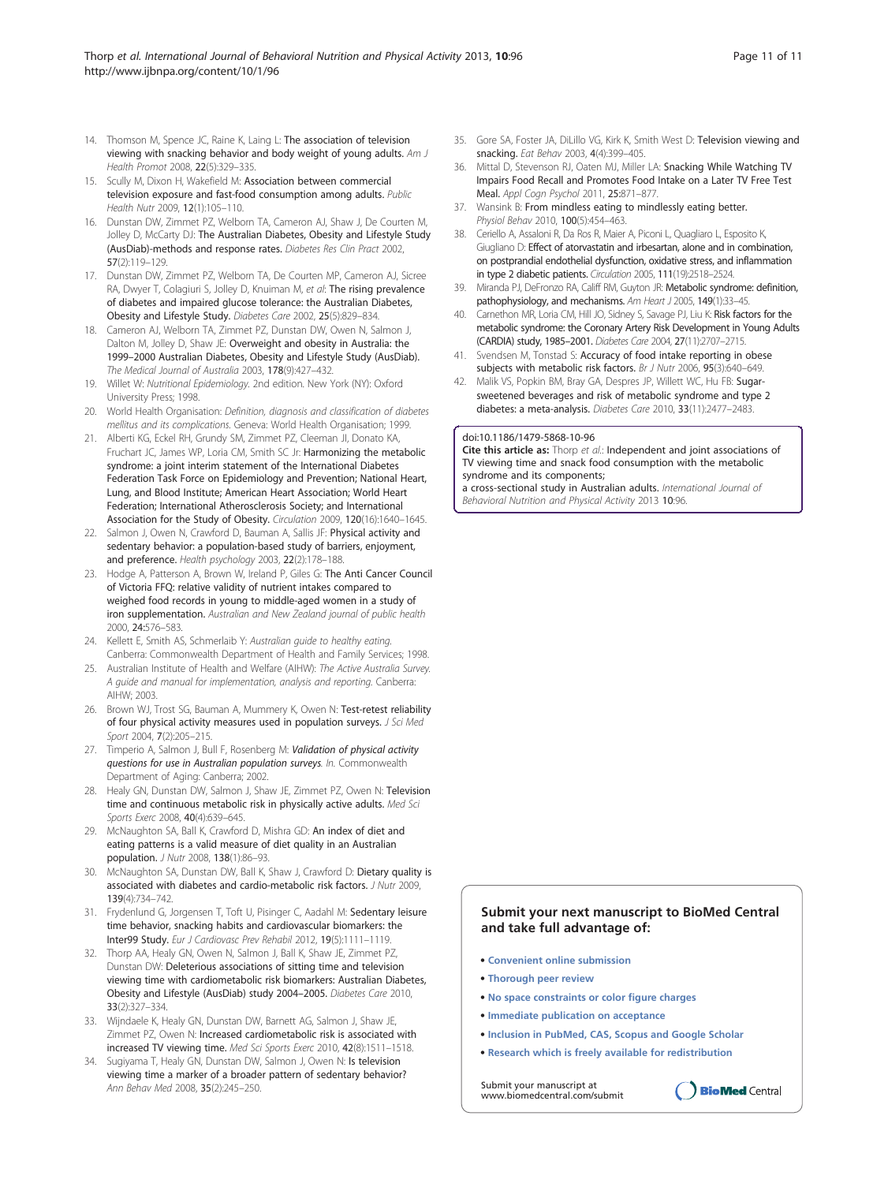14. Thomson M, Spence JC, Raine K, Laing L: **The association of television viewing with snacking behavior and body weight of young adults.** *Am J Health Promot* 2008, **22**(5):329–335.
15. Scully M, Dixon H, Wakefield M: **Association between commercial television exposure and fast-food consumption among adults.** *Public Health Nutr* 2009, **12**(1):105–110.
16. Dunstan DW, Zimmet PZ, Welborn TA, Cameron AJ, Shaw J, De Courten M, Jolley D, McCarty DJ: **The Australian Diabetes, Obesity and Lifestyle Study (AusDiab)-methods and response rates.** *Diabetes Res Clin Pract* 2002, **57**(2):119–129.
17. Dunstan DW, Zimmet PZ, Welborn TA, De Courten MP, Cameron AJ, Sicree RA, Dwyer T, Colagiuri S, Jolley D, Knuiman M, *et al*: **The rising prevalence of diabetes and impaired glucose tolerance: the Australian Diabetes, Obesity and Lifestyle Study.** *Diabetes Care* 2002, **25**(5):829–834.
18. Cameron AJ, Welborn TA, Zimmet PZ, Dunstan DW, Owen N, Salmon J, Dalton M, Jolley D, Shaw JE: **Overweight and obesity in Australia: the 1999–2000 Australian Diabetes, Obesity and Lifestyle Study (AusDiab).** *The Medical Journal of Australia* 2003, **178**(9):427–432.
19. Willet W: *Nutritional Epidemiology.* 2nd edition. New York (NY): Oxford University Press; 1998.
20. World Health Organisation: *Definition, diagnosis and classification of diabetes mellitus and its complications.* Geneva: World Health Organisation; 1999.
21. Alberti KG, Eckel RH, Grundy SM, Zimmet PZ, Cleeman JI, Donato KA, Fruchart JC, James WP, Loria CM, Smith SC Jr: **Harmonizing the metabolic syndrome: a joint interim statement of the International Diabetes Federation Task Force on Epidemiology and Prevention; National Heart, Lung, and Blood Institute; American Heart Association; World Heart Federation; International Atherosclerosis Society; and International Association for the Study of Obesity.** *Circulation* 2009, **120**(16):1640–1645.
22. Salmon J, Owen N, Crawford D, Bauman A, Sallis JF: **Physical activity and sedentary behavior: a population-based study of barriers, enjoyment, and preference.** *Health psychology* 2003, **22**(2):178–188.
23. Hodge A, Patterson A, Brown W, Ireland P, Giles G: **The Anti Cancer Council of Victoria FFQ: relative validity of nutrient intakes compared to weighed food records in young to middle-aged women in a study of iron supplementation.** *Australian and New Zealand journal of public health* 2000, **24**:576–583.
24. Kellett E, Smith AS, Schmerlaib Y: *Australian guide to healthy eating.* Canberra: Commonwealth Department of Health and Family Services; 1998.
25. Australian Institute of Health and Welfare (AIHW): *The Active Australia Survey. A guide and manual for implementation, analysis and reporting.* Canberra: AIHW; 2003.
26. Brown WJ, Trost SG, Bauman A, Mummery K, Owen N: **Test-retest reliability of four physical activity measures used in population surveys.** *J Sci Med Sport* 2004, **7**(2):205–215.
27. Timperio A, Salmon J, Bull F, Rosenberg M: ***Validation of physical activity questions for use in Australian population surveys.*** *In.* Commonwealth Department of Aging: Canberra; 2002.
28. Healy GN, Dunstan DW, Salmon J, Shaw JE, Zimmet PZ, Owen N: **Television time and continuous metabolic risk in physically active adults.** *Med Sci Sports Exerc* 2008, **40**(4):639–645.
29. McNaughton SA, Ball K, Crawford D, Mishra GD: **An index of diet and eating patterns is a valid measure of diet quality in an Australian population.** *J Nutr* 2008, **138**(1):86–93.
30. McNaughton SA, Dunstan DW, Ball K, Shaw J, Crawford D: **Dietary quality is associated with diabetes and cardio-metabolic risk factors.** *J Nutr* 2009, **139**(4):734–742.
31. Frydenlund G, Jorgensen T, Toft U, Pisinger C, Aadahl M: **Sedentary leisure time behavior, snacking habits and cardiovascular biomarkers: the Inter99 Study.** *Eur J Cardiovasc Prev Rehabil* 2012, **19**(5):1111–1119.
32. Thorp AA, Healy GN, Owen N, Salmon J, Ball K, Shaw JE, Zimmet PZ, Dunstan DW: **Deleterious associations of sitting time and television viewing time with cardiometabolic risk biomarkers: Australian Diabetes, Obesity and Lifestyle (AusDiab) study 2004–2005.** *Diabetes Care* 2010, **33**(2):327–334.
33. Wijndaele K, Healy GN, Dunstan DW, Barnett AG, Salmon J, Shaw JE, Zimmet PZ, Owen N: **Increased cardiometabolic risk is associated with increased TV viewing time.** *Med Sci Sports Exerc* 2010, **42**(8):1511–1518.
34. Sugiyama T, Healy GN, Dunstan DW, Salmon J, Owen N: **Is television viewing time a marker of a broader pattern of sedentary behavior?** *Ann Behav Med* 2008, **35**(2):245–250.
35. Gore SA, Foster JA, DiLillo VG, Kirk K, Smith West D: **Television viewing and snacking.** *Eat Behav* 2003, **4**(4):399–405.
36. Mittal D, Stevenson RJ, Oaten MJ, Miller LA: **Snacking While Watching TV Impairs Food Recall and Promotes Food Intake on a Later TV Free Test Meal.** *Appl Cogn Psychol* 2011, **25**:871–877.
37. Wansink B: **From mindless eating to mindlessly eating better.** *Physiol Behav* 2010, **100**(5):454–463.
38. Ceriello A, Assaloni R, Da Ros R, Maier A, Piconi L, Quagliaro L, Esposito K, Giugliano D: **Effect of atorvastatin and irbesartan, alone and in combination, on postprandial endothelial dysfunction, oxidative stress, and inflammation in type 2 diabetic patients.** *Circulation* 2005, **111**(19):2518–2524.
39. Miranda PJ, DeFronzo RA, Califf RM, Guyton JR: **Metabolic syndrome: definition, pathophysiology, and mechanisms.** *Am Heart J* 2005, **149**(1):33–45.
40. Carnethon MR, Loria CM, Hill JO, Sidney S, Savage PJ, Liu K: **Risk factors for the metabolic syndrome: the Coronary Artery Risk Development in Young Adults (CARDIA) study, 1985–2001.** *Diabetes Care* 2004, **27**(11):2707–2715.
41. Svendsen M, Tonstad S: **Accuracy of food intake reporting in obese subjects with metabolic risk factors.** *Br J Nutr* 2006, **95**(3):640–649.
42. Malik VS, Popkin BM, Bray GA, Despres JP, Willett WC, Hu FB: **Sugar-sweetened beverages and risk of metabolic syndrome and type 2 diabetes: a meta-analysis.** *Diabetes Care* 2010, **33**(11):2477–2483.

doi:10.1186/1479-5868-10-96

**Cite this article as:** Thorp *et al.*: Independent and joint associations of TV viewing time and snack food consumption with the metabolic syndrome and its components; a cross-sectional study in Australian adults. *International Journal of Behavioral Nutrition and Physical Activity* 2013 **10**:96.

**Submit your next manuscript to BioMed Central and take full advantage of:**

- **Convenient online submission**
- **Thorough peer review**
- **No space constraints or color figure charges**
- **Immediate publication on acceptance**
- **Inclusion in PubMed, CAS, Scopus and Google Scholar**
- **Research which is freely available for redistribution**

Submit your manuscript at
www.biomedcentral.com/submit

BioMed Central